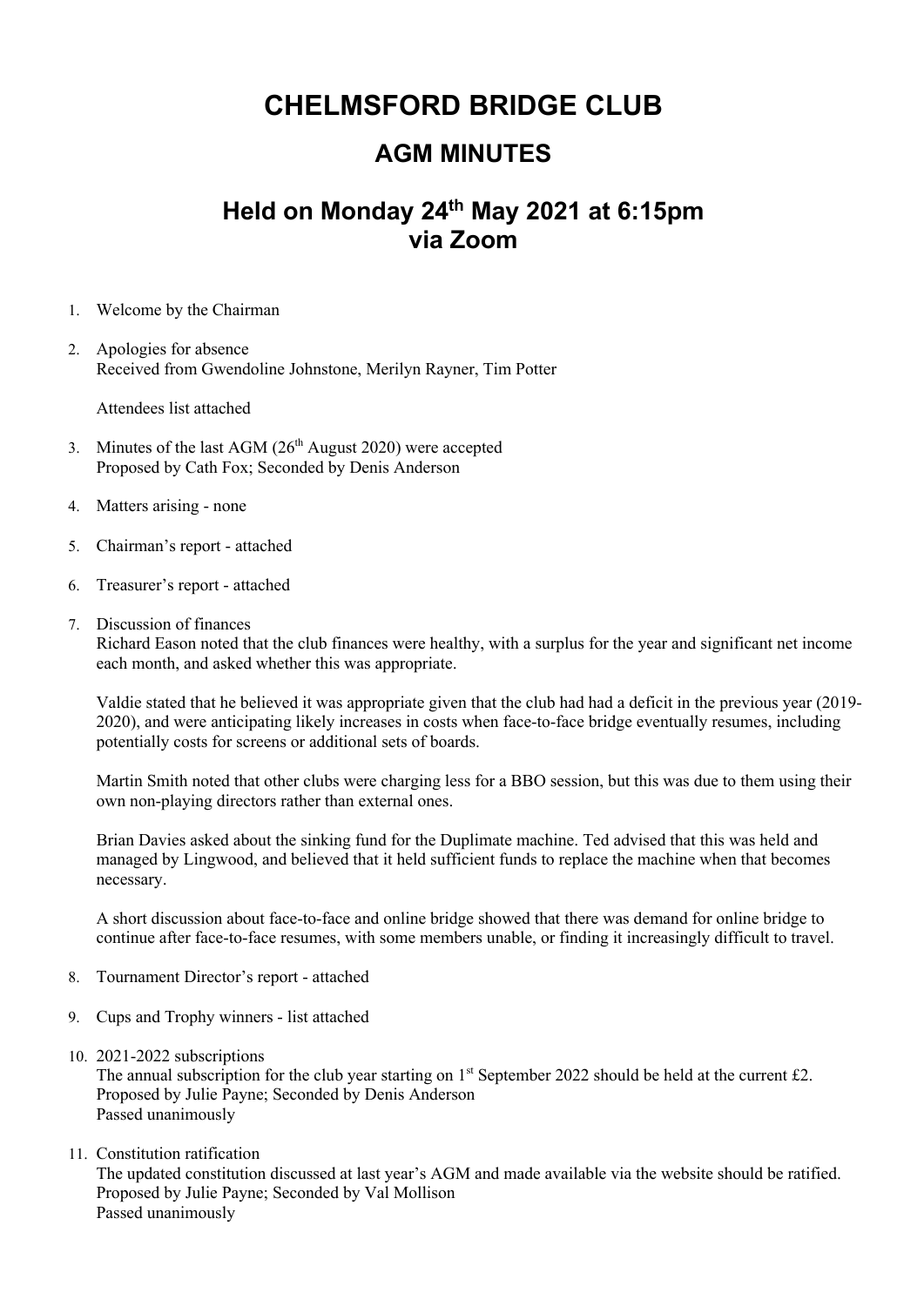# CHELMSFORD BRIDGE CLUB

## AGM MINUTES

## Held on Monday 24th May 2021 at 6:15pm via Zoom

1. Welcome by the Chairman

2. Apologies for absence
   Received from Gwendoline Johnstone, Merilyn Rayner, Tim Potter

   Attendees list attached

3. Minutes of the last AGM (26th August 2020) were accepted
   Proposed by Cath Fox; Seconded by Denis Anderson

4. Matters arising - none

5. Chairman's report - attached

6. Treasurer's report - attached

7. Discussion of finances
   Richard Eason noted that the club finances were healthy, with a surplus for the year and significant net income each month, and asked whether this was appropriate.

   Valdie stated that he believed it was appropriate given that the club had had a deficit in the previous year (2019-2020), and were anticipating likely increases in costs when face-to-face bridge eventually resumes, including potentially costs for screens or additional sets of boards.

   Martin Smith noted that other clubs were charging less for a BBO session, but this was due to them using their own non-playing directors rather than external ones.

   Brian Davies asked about the sinking fund for the Duplimate machine. Ted advised that this was held and managed by Lingwood, and believed that it held sufficient funds to replace the machine when that becomes necessary.

   A short discussion about face-to-face and online bridge showed that there was demand for online bridge to continue after face-to-face resumes, with some members unable, or finding it increasingly difficult to travel.

8. Tournament Director's report - attached

9. Cups and Trophy winners - list attached

10. 2021-2022 subscriptions
    The annual subscription for the club year starting on 1st September 2022 should be held at the current £2.
    Proposed by Julie Payne; Seconded by Denis Anderson
    Passed unanimously

11. Constitution ratification
    The updated constitution discussed at last year's AGM and made available via the website should be ratified.
    Proposed by Julie Payne; Seconded by Val Mollison
    Passed unanimously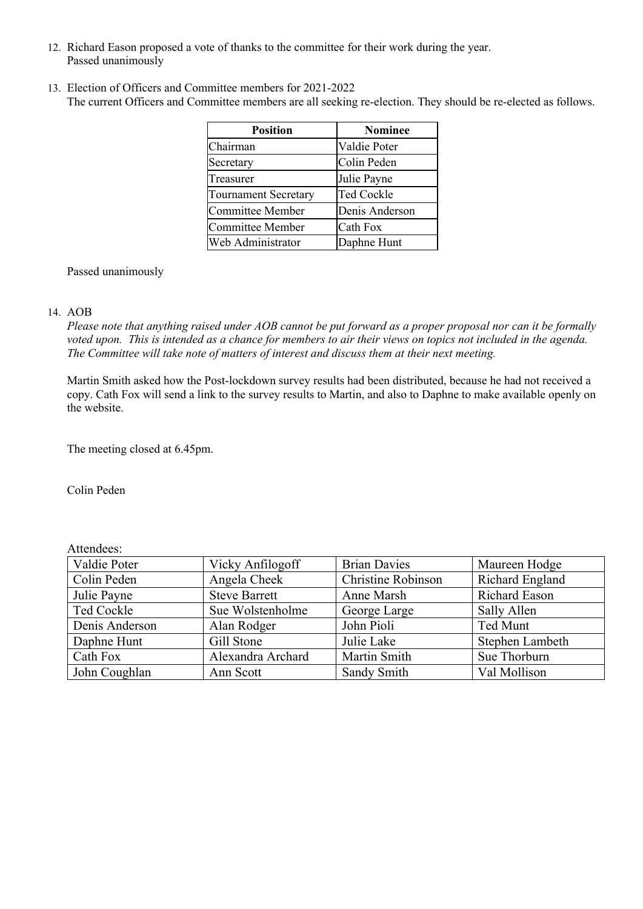12. Richard Eason proposed a vote of thanks to the committee for their work during the year.
    Passed unanimously

13. Election of Officers and Committee members for 2021-2022
    The current Officers and Committee members are all seeking re-election. They should be re-elected as follows.

| Position | Nominee |
|---|---|
| Chairman | Valdie Poter |
| Secretary | Colin Peden |
| Treasurer | Julie Payne |
| Tournament Secretary | Ted Cockle |
| Committee Member | Denis Anderson |
| Committee Member | Cath Fox |
| Web Administrator | Daphne Hunt |

    Passed unanimously

14. AOB
    *Please note that anything raised under AOB cannot be put forward as a proper proposal nor can it be formally voted upon. This is intended as a chance for members to air their views on topics not included in the agenda. The Committee will take note of matters of interest and discuss them at their next meeting.*

    Martin Smith asked how the Post-lockdown survey results had been distributed, because he had not received a copy. Cath Fox will send a link to the survey results to Martin, and also to Daphne to make available openly on the website.

The meeting closed at 6.45pm.

Colin Peden

Attendees:

| | | | |
|---|---|---|---|
| Valdie Poter | Vicky Anfilogoff | Brian Davies | Maureen Hodge |
| Colin Peden | Angela Cheek | Christine Robinson | Richard England |
| Julie Payne | Steve Barrett | Anne Marsh | Richard Eason |
| Ted Cockle | Sue Wolstenholme | George Large | Sally Allen |
| Denis Anderson | Alan Rodger | John Pioli | Ted Munt |
| Daphne Hunt | Gill Stone | Julie Lake | Stephen Lambeth |
| Cath Fox | Alexandra Archard | Martin Smith | Sue Thorburn |
| John Coughlan | Ann Scott | Sandy Smith | Val Mollison |